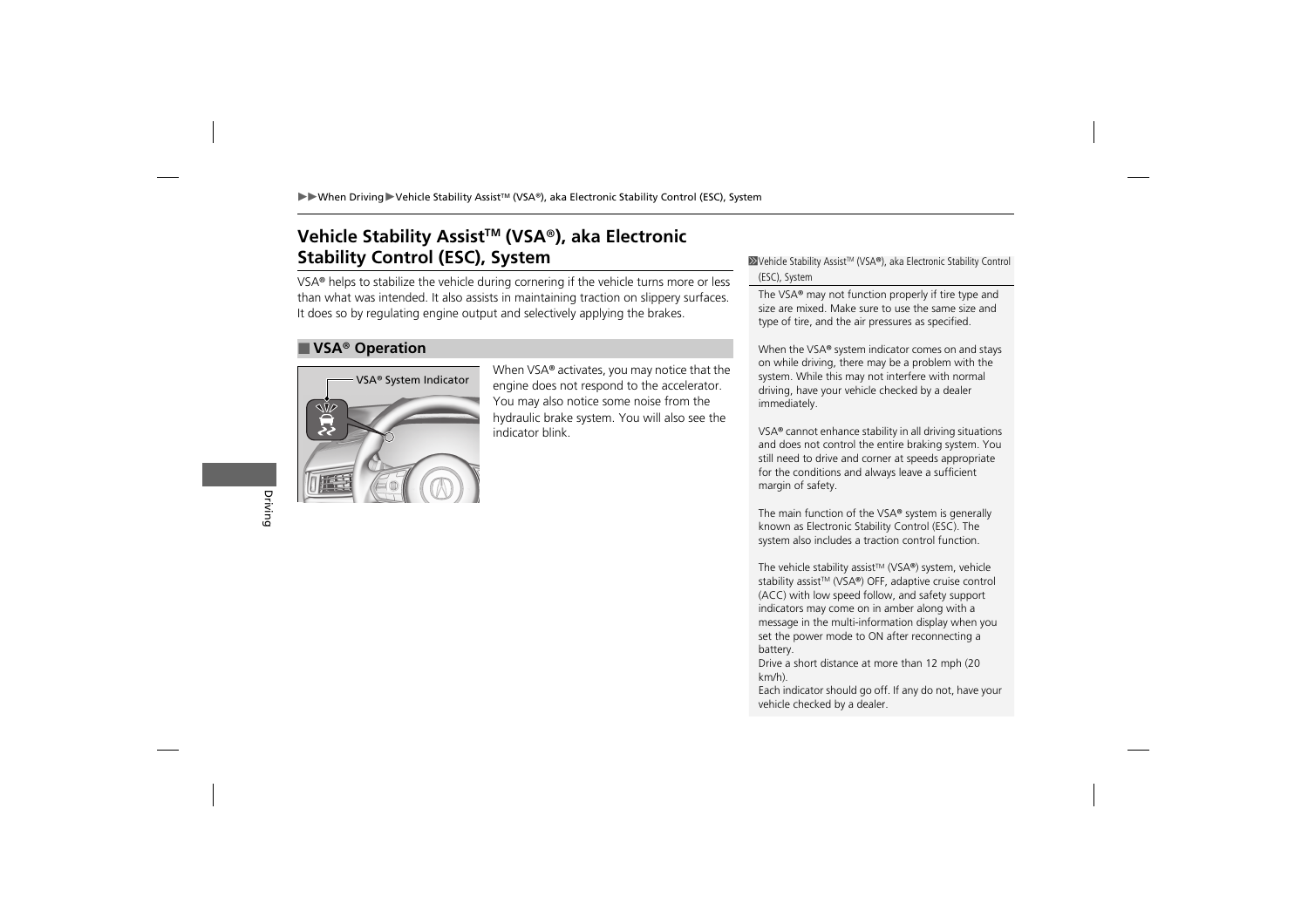# Vehicle Stability Assist™ (VSA®), aka Electronic Stability Control (ESC), System

VSA® helps to stabilize the vehicle during cornering if the vehicle turns more or less than what was intended. It also assists in maintaining traction on slippery surfaces. It does so by regulating engine output and selectively applying the brakes.

## VSA® Operation

VSA® System Indicator

When VSA® activates, you may notice that the engine does not respond to the accelerator. You may also notice some noise from the hydraulic brake system. You will also see the indicator blink.

---

**Vehicle Stability Assist™ (VSA®), aka Electronic Stability Control (ESC), System**

The VSA® may not function properly if tire type and size are mixed. Make sure to use the same size and type of tire, and the air pressures as specified.

When the VSA® system indicator comes on and stays on while driving, there may be a problem with the system. While this may not interfere with normal driving, have your vehicle checked by a dealer immediately.

VSA® cannot enhance stability in all driving situations and does not control the entire braking system. You still need to drive and corner at speeds appropriate for the conditions and always leave a sufficient margin of safety.

The main function of the VSA® system is generally known as Electronic Stability Control (ESC). The system also includes a traction control function.

The vehicle stability assist™ (VSA®) system, vehicle stability assist™ (VSA®) OFF, adaptive cruise control (ACC) with low speed follow, and safety support indicators may come on in amber along with a message in the multi-information display when you set the power mode to ON after reconnecting a battery.
Drive a short distance at more than 12 mph (20 km/h).
Each indicator should go off. If any do not, have your vehicle checked by a dealer.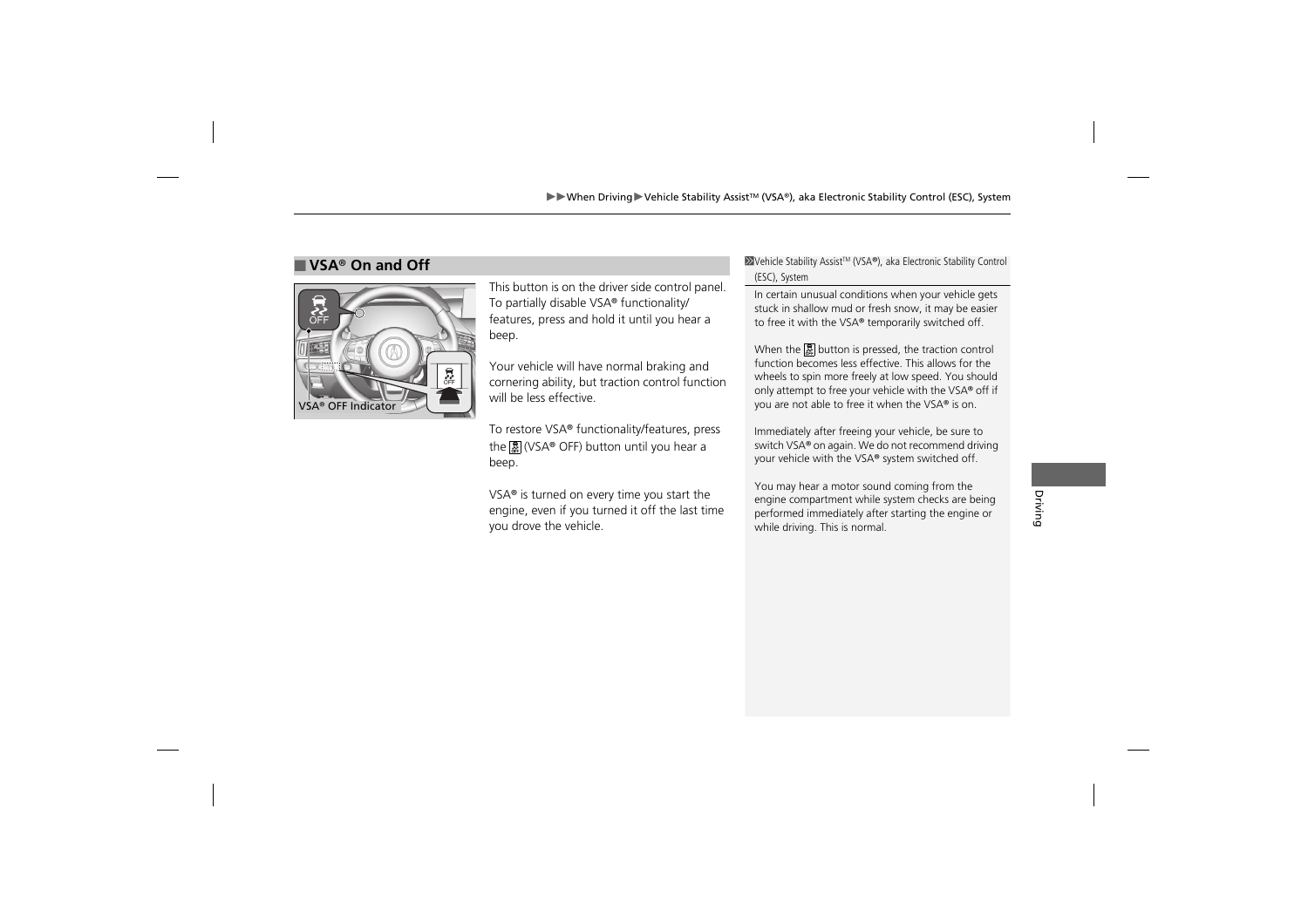## VSA® On and Off

VSA® OFF Indicator

This button is on the driver side control panel. To partially disable VSA® functionality/features, press and hold it until you hear a beep.

Your vehicle will have normal braking and cornering ability, but traction control function will be less effective.

To restore VSA® functionality/features, press the (VSA® OFF) button until you hear a beep.

VSA® is turned on every time you start the engine, even if you turned it off the last time you drove the vehicle.

**Vehicle Stability Assist™ (VSA®), aka Electronic Stability Control (ESC), System**

In certain unusual conditions when your vehicle gets stuck in shallow mud or fresh snow, it may be easier to free it with the VSA® temporarily switched off.

When the button is pressed, the traction control function becomes less effective. This allows for the wheels to spin more freely at low speed. You should only attempt to free your vehicle with the VSA® off if you are not able to free it when the VSA® is on.

Immediately after freeing your vehicle, be sure to switch VSA® on again. We do not recommend driving your vehicle with the VSA® system switched off.

You may hear a motor sound coming from the engine compartment while system checks are being performed immediately after starting the engine or while driving. This is normal.